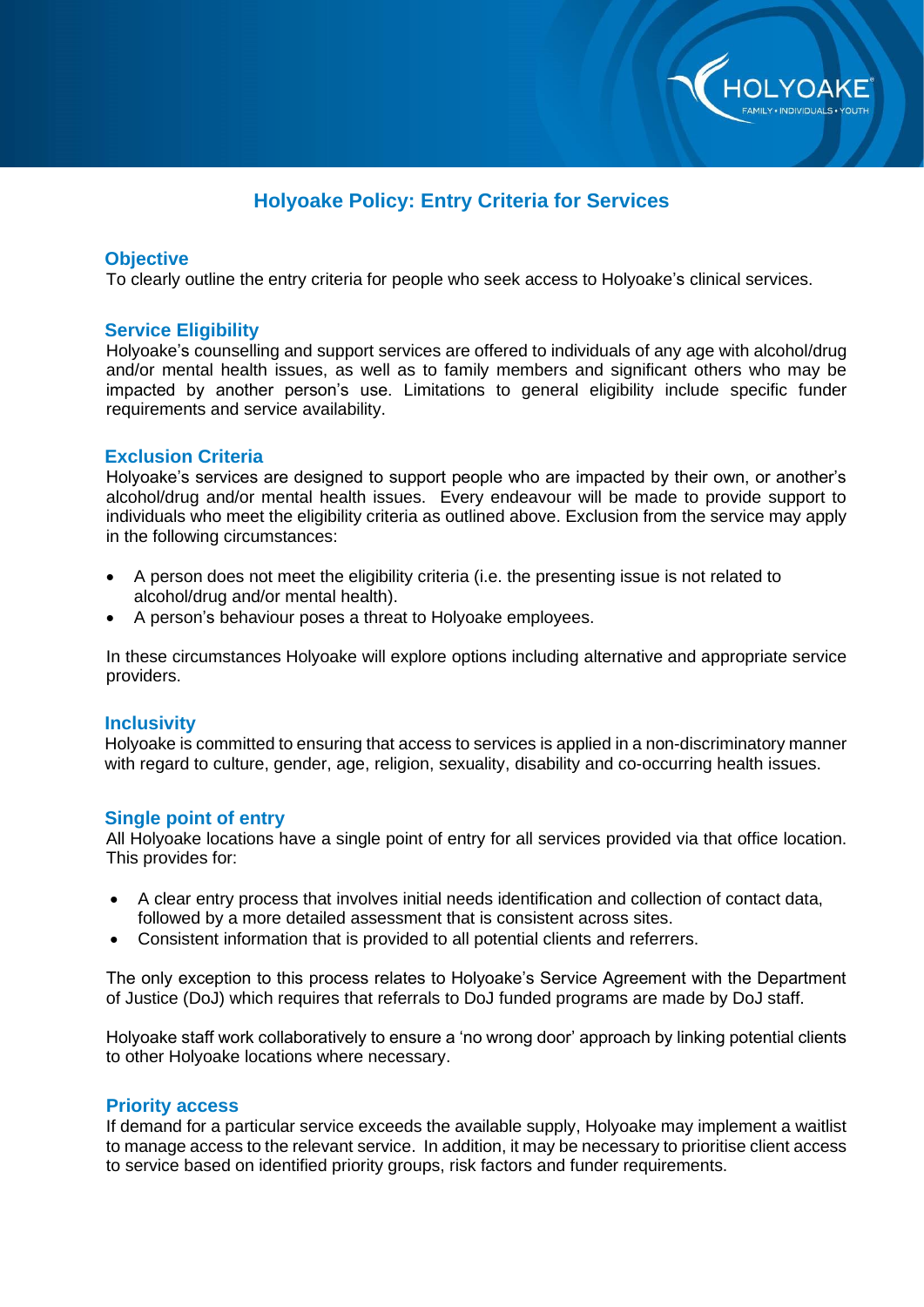# Holyoake Policy: Entry Criteria for Services

## Objective

To clearly outline the entry criteria for people who seek access to Holyoake's clinical services.

## Service Eligibility

Holyoake's counselling and support services are offered to individuals of any age with alcohol/drug and/or mental health issues, as well as to family members and significant others who may be impacted by another person's use. Limitations to general eligibility include specific funder requirements and service availability.

## Exclusion Criteria

Holyoake's services are designed to support people who are impacted by their own, or another's alcohol/drug and/or mental health issues. Every endeavour will be made to provide support to individuals who meet the eligibility criteria as outlined above. Exclusion from the service may apply in the following circumstances:

- A person does not meet the eligibility criteria (i.e. the presenting issue is not related to alcohol/drug and/or mental health).
- A person's behaviour poses a threat to Holyoake employees.

In these circumstances Holyoake will explore options including alternative and appropriate service providers.

## Inclusivity

Holyoake is committed to ensuring that access to services is applied in a non-discriminatory manner with regard to culture, gender, age, religion, sexuality, disability and co-occurring health issues.

## Single point of entry

All Holyoake locations have a single point of entry for all services provided via that office location. This provides for:

- A clear entry process that involves initial needs identification and collection of contact data, followed by a more detailed assessment that is consistent across sites.
- Consistent information that is provided to all potential clients and referrers.

The only exception to this process relates to Holyoake's Service Agreement with the Department of Justice (DoJ) which requires that referrals to DoJ funded programs are made by DoJ staff.

Holyoake staff work collaboratively to ensure a 'no wrong door' approach by linking potential clients to other Holyoake locations where necessary.

## Priority access

If demand for a particular service exceeds the available supply, Holyoake may implement a waitlist to manage access to the relevant service. In addition, it may be necessary to prioritise client access to service based on identified priority groups, risk factors and funder requirements.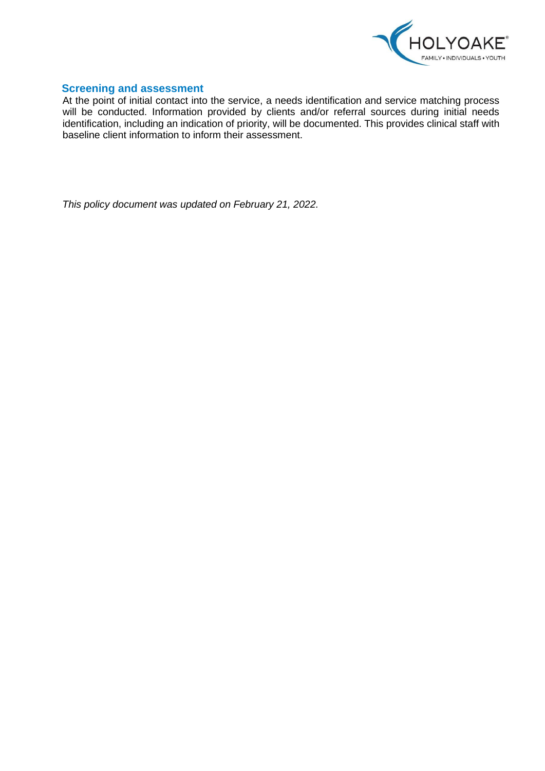## Screening and assessment

At the point of initial contact into the service, a needs identification and service matching process will be conducted. Information provided by clients and/or referral sources during initial needs identification, including an indication of priority, will be documented. This provides clinical staff with baseline client information to inform their assessment.

*This policy document was updated on February 21, 2022.*